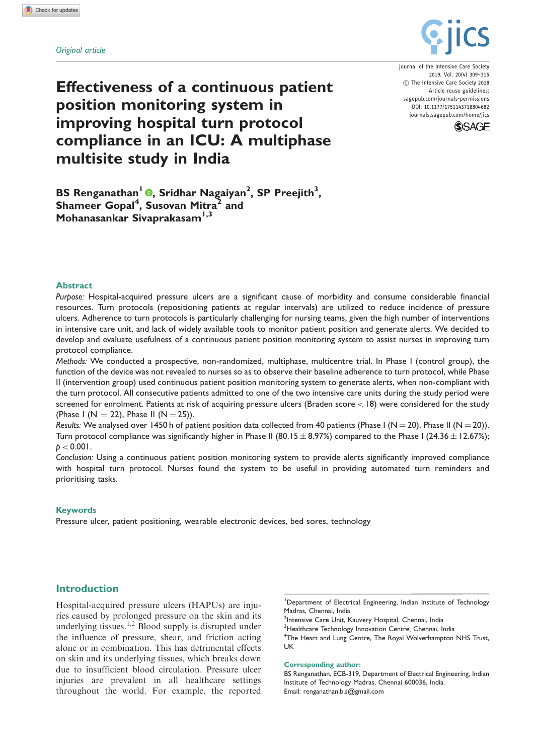*Original article*

# Effectiveness of a continuous patient position monitoring system in improving hospital turn protocol compliance in an ICU: A multiphase multisite study in India

**BS Renganathan[1], Sridhar Nagaiyan[2], SP Preejith[3], Shameer Gopal[4], Susovan Mitra[2] and Mohanasankar Sivaprakasam[1,3]**

## Abstract

*Purpose:* Hospital-acquired pressure ulcers are a significant cause of morbidity and consume considerable financial resources. Turn protocols (repositioning patients at regular intervals) are utilized to reduce incidence of pressure ulcers. Adherence to turn protocols is particularly challenging for nursing teams, given the high number of interventions in intensive care unit, and lack of widely available tools to monitor patient position and generate alerts. We decided to develop and evaluate usefulness of a continuous patient position monitoring system to assist nurses in improving turn protocol compliance.

*Methods:* We conducted a prospective, non-randomized, multiphase, multicentre trial. In Phase I (control group), the function of the device was not revealed to nurses so as to observe their baseline adherence to turn protocol, while Phase II (intervention group) used continuous patient position monitoring system to generate alerts, when non-compliant with the turn protocol. All consecutive patients admitted to one of the two intensive care units during the study period were screened for enrolment. Patients at risk of acquiring pressure ulcers (Braden score < 18) were considered for the study (Phase I (N = 22), Phase II (N = 25)).

*Results:* We analysed over 1450 h of patient position data collected from 40 patients (Phase I (N = 20), Phase II (N = 20)). Turn protocol compliance was significantly higher in Phase II (80.15 ± 8.97%) compared to the Phase I (24.36 ± 12.67%); $p < 0.001$.

*Conclusion:* Using a continuous patient position monitoring system to provide alerts significantly improved compliance with hospital turn protocol. Nurses found the system to be useful in providing automated turn reminders and prioritising tasks.

## Keywords

Pressure ulcer, patient positioning, wearable electronic devices, bed sores, technology

## Introduction

Hospital-acquired pressure ulcers (HAPUs) are injuries caused by prolonged pressure on the skin and its underlying tissues.[1,2] Blood supply is disrupted under the influence of pressure, shear, and friction acting alone or in combination. This has detrimental effects on skin and its underlying tissues, which breaks down due to insufficient blood circulation. Pressure ulcer injuries are prevalent in all healthcare settings throughout the world. For example, the reported

[1]Department of Electrical Engineering, Indian Institute of Technology Madras, Chennai, India
[2]Intensive Care Unit, Kauvery Hospital, Chennai, India
[3]Healthcare Technology Innovation Centre, Chennai, India
[4]The Heart and Lung Centre, The Royal Wolverhampton NHS Trust, UK

**Corresponding author:**
BS Renganathan, ECB-319, Department of Electrical Engineering, Indian Institute of Technology Madras, Chennai 600036, India.
Email: renganathan.b.s@gmail.com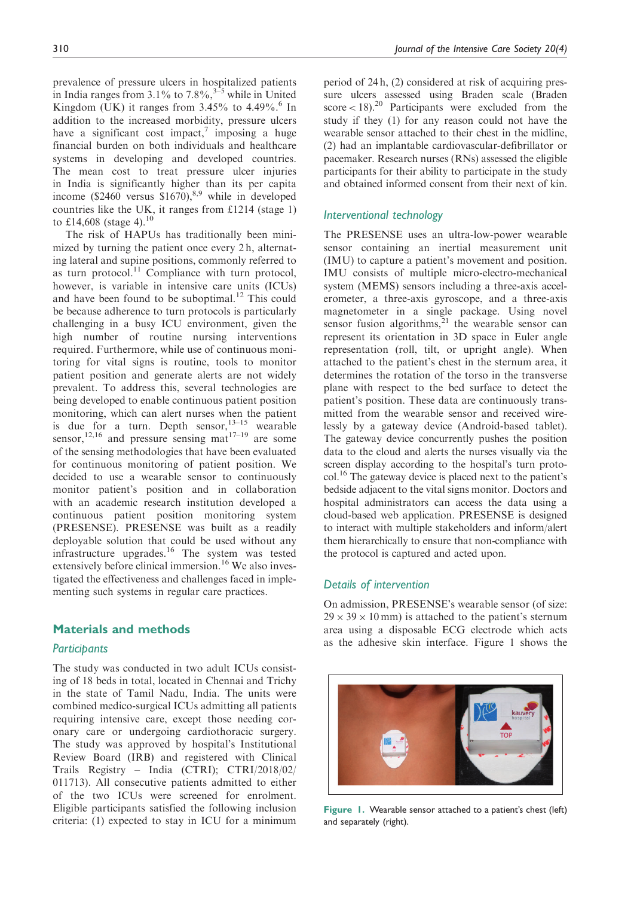prevalence of pressure ulcers in hospitalized patients in India ranges from 3.1% to 7.8%,[3–5] while in United Kingdom (UK) it ranges from 3.45% to 4.49%.[6] In addition to the increased morbidity, pressure ulcers have a significant cost impact,[7] imposing a huge financial burden on both individuals and healthcare systems in developing and developed countries. The mean cost to treat pressure ulcer injuries in India is significantly higher than its per capita income ($2460 versus $1670),[8,9] while in developed countries like the UK, it ranges from £1214 (stage 1) to £14,608 (stage 4).[10]

The risk of HAPUs has traditionally been minimized by turning the patient once every 2 h, alternating lateral and supine positions, commonly referred to as turn protocol.[11] Compliance with turn protocol, however, is variable in intensive care units (ICUs) and have been found to be suboptimal.[12] This could be because adherence to turn protocols is particularly challenging in a busy ICU environment, given the high number of routine nursing interventions required. Furthermore, while use of continuous monitoring for vital signs is routine, tools to monitor patient position and generate alerts are not widely prevalent. To address this, several technologies are being developed to enable continuous patient position monitoring, which can alert nurses when the patient is due for a turn. Depth sensor,[13–15] wearable sensor,[12,16] and pressure sensing mat[17–19] are some of the sensing methodologies that have been evaluated for continuous monitoring of patient position. We decided to use a wearable sensor to continuously monitor patient's position and in collaboration with an academic research institution developed a continuous patient position monitoring system (PRESENSE). PRESENSE was built as a readily deployable solution that could be used without any infrastructure upgrades.[16] The system was tested extensively before clinical immersion.[16] We also investigated the effectiveness and challenges faced in implementing such systems in regular care practices.

## Materials and methods

### Participants

The study was conducted in two adult ICUs consisting of 18 beds in total, located in Chennai and Trichy in the state of Tamil Nadu, India. The units were combined medico-surgical ICUs admitting all patients requiring intensive care, except those needing coronary care or undergoing cardiothoracic surgery. The study was approved by hospital's Institutional Review Board (IRB) and registered with Clinical Trails Registry – India (CTRI); CTRI/2018/02/011713). All consecutive patients admitted to either of the two ICUs were screened for enrolment. Eligible participants satisfied the following inclusion criteria: (1) expected to stay in ICU for a minimum period of 24 h, (2) considered at risk of acquiring pressure ulcers assessed using Braden scale (Braden score < 18).[20] Participants were excluded from the study if they (1) for any reason could not have the wearable sensor attached to their chest in the midline, (2) had an implantable cardiovascular-defibrillator or pacemaker. Research nurses (RNs) assessed the eligible participants for their ability to participate in the study and obtained informed consent from their next of kin.

### Interventional technology

The PRESENSE uses an ultra-low-power wearable sensor containing an inertial measurement unit (IMU) to capture a patient's movement and position. IMU consists of multiple micro-electro-mechanical system (MEMS) sensors including a three-axis accelerometer, a three-axis gyroscope, and a three-axis magnetometer in a single package. Using novel sensor fusion algorithms,[21] the wearable sensor can represent its orientation in 3D space in Euler angle representation (roll, tilt, or upright angle). When attached to the patient's chest in the sternum area, it determines the rotation of the torso in the transverse plane with respect to the bed surface to detect the patient's position. These data are continuously transmitted from the wearable sensor and received wirelessly by a gateway device (Android-based tablet). The gateway device concurrently pushes the position data to the cloud and alerts the nurses visually via the screen display according to the hospital's turn protocol.[16] The gateway device is placed next to the patient's bedside adjacent to the vital signs monitor. Doctors and hospital administrators can access the data using a cloud-based web application. PRESENSE is designed to interact with multiple stakeholders and inform/alert them hierarchically to ensure that non-compliance with the protocol is captured and acted upon.

### Details of intervention

On admission, PRESENSE's wearable sensor (of size: $29 \times 39 \times 10$ mm) is attached to the patient's sternum area using a disposable ECG electrode which acts as the adhesive skin interface. Figure 1 shows the

**Figure 1.** Wearable sensor attached to a patient's chest (left) and separately (right).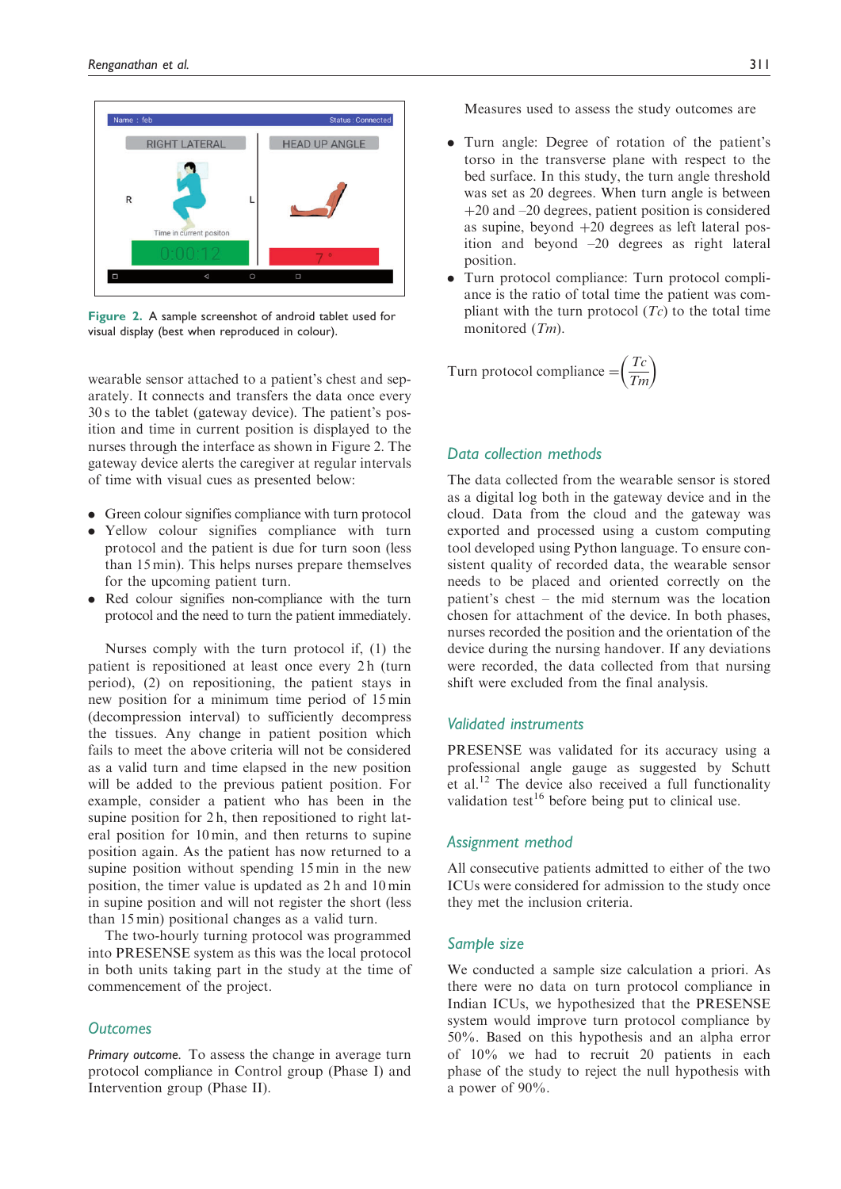Figure 2. A sample screenshot of android tablet used for visual display (best when reproduced in colour).

wearable sensor attached to a patient's chest and separately. It connects and transfers the data once every 30 s to the tablet (gateway device). The patient's position and time in current position is displayed to the nurses through the interface as shown in Figure 2. The gateway device alerts the caregiver at regular intervals of time with visual cues as presented below:

- Green colour signifies compliance with turn protocol
- Yellow colour signifies compliance with turn protocol and the patient is due for turn soon (less than 15 min). This helps nurses prepare themselves for the upcoming patient turn.
- Red colour signifies non-compliance with the turn protocol and the need to turn the patient immediately.

Nurses comply with the turn protocol if, (1) the patient is repositioned at least once every 2 h (turn period), (2) on repositioning, the patient stays in new position for a minimum time period of 15 min (decompression interval) to sufficiently decompress the tissues. Any change in patient position which fails to meet the above criteria will not be considered as a valid turn and time elapsed in the new position will be added to the previous patient position. For example, consider a patient who has been in the supine position for 2 h, then repositioned to right lateral position for 10 min, and then returns to supine position again. As the patient has now returned to a supine position without spending 15 min in the new position, the timer value is updated as 2 h and 10 min in supine position and will not register the short (less than 15 min) positional changes as a valid turn.

The two-hourly turning protocol was programmed into PRESENSE system as this was the local protocol in both units taking part in the study at the time of commencement of the project.

## Outcomes

*Primary outcome.* To assess the change in average turn protocol compliance in Control group (Phase I) and Intervention group (Phase II).

Measures used to assess the study outcomes are

- Turn angle: Degree of rotation of the patient's torso in the transverse plane with respect to the bed surface. In this study, the turn angle threshold was set as 20 degrees. When turn angle is between +20 and –20 degrees, patient position is considered as supine, beyond +20 degrees as left lateral position and beyond –20 degrees as right lateral position.
- Turn protocol compliance: Turn protocol compliance is the ratio of total time the patient was compliant with the turn protocol ($Tc$) to the total time monitored ($Tm$).

$$\text{Turn protocol compliance} = \left(\frac{Tc}{Tm}\right)$$

## Data collection methods

The data collected from the wearable sensor is stored as a digital log both in the gateway device and in the cloud. Data from the cloud and the gateway was exported and processed using a custom computing tool developed using Python language. To ensure consistent quality of recorded data, the wearable sensor needs to be placed and oriented correctly on the patient's chest – the mid sternum was the location chosen for attachment of the device. In both phases, nurses recorded the position and the orientation of the device during the nursing handover. If any deviations were recorded, the data collected from that nursing shift were excluded from the final analysis.

## Validated instruments

PRESENSE was validated for its accuracy using a professional angle gauge as suggested by Schutt et al.[12] The device also received a full functionality validation test[16] before being put to clinical use.

## Assignment method

All consecutive patients admitted to either of the two ICUs were considered for admission to the study once they met the inclusion criteria.

## Sample size

We conducted a sample size calculation a priori. As there were no data on turn protocol compliance in Indian ICUs, we hypothesized that the PRESENSE system would improve turn protocol compliance by 50%. Based on this hypothesis and an alpha error of 10% we had to recruit 20 patients in each phase of the study to reject the null hypothesis with a power of 90%.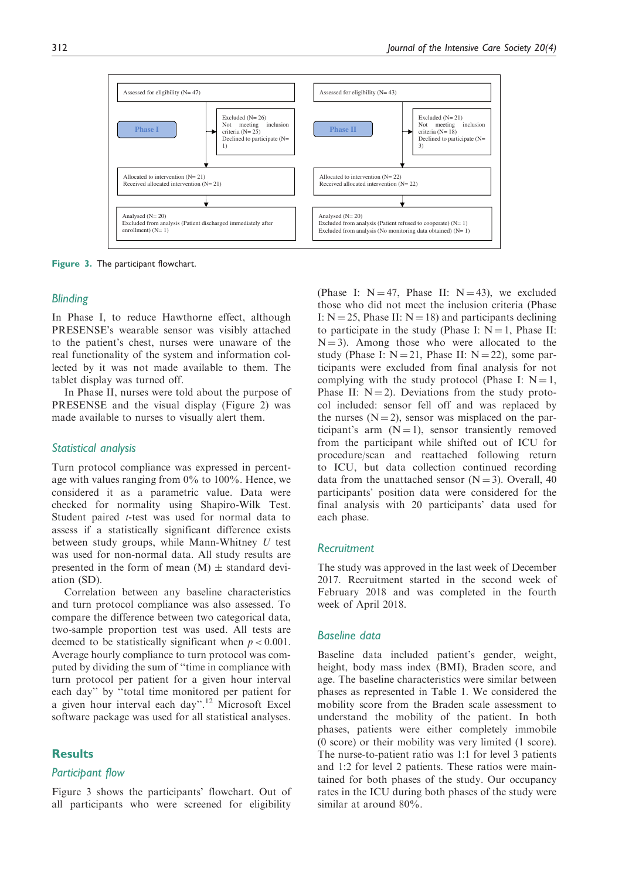| Phase I | Phase II |
| --- | --- |
| Assessed for eligibility (N= 47) | Assessed for eligibility (N= 43) |
| Excluded (N= 26): Not meeting inclusion criteria (N= 25); Declined to participate (N= 1) | Excluded (N= 21): Not meeting inclusion criteria (N= 18); Declined to participate (N= 3) |
| Allocated to intervention (N= 21); Received allocated intervention (N= 21) | Allocated to intervention (N= 22); Received allocated intervention (N= 22) |
| Analysed (N= 20); Excluded from analysis (Patient discharged immediately after enrollment) (N= 1) | Analysed (N= 20); Excluded from analysis (Patient refused to cooperate) (N= 1); Excluded from analysis (No monitoring data obtained) (N= 1) |

**Figure 3.** The participant flowchart.

### *Blinding*

In Phase I, to reduce Hawthorne effect, although PRESENSE's wearable sensor was visibly attached to the patient's chest, nurses were unaware of the real functionality of the system and information collected by it was not made available to them. The tablet display was turned off.

In Phase II, nurses were told about the purpose of PRESENSE and the visual display (Figure 2) was made available to nurses to visually alert them.

### *Statistical analysis*

Turn protocol compliance was expressed in percentage with values ranging from 0% to 100%. Hence, we considered it as a parametric value. Data were checked for normality using Shapiro-Wilk Test. Student paired *t*-test was used for normal data to assess if a statistically significant difference exists between study groups, while Mann-Whitney *U* test was used for non-normal data. All study results are presented in the form of mean (M) ± standard deviation (SD).

Correlation between any baseline characteristics and turn protocol compliance was also assessed. To compare the difference between two categorical data, two-sample proportion test was used. All tests are deemed to be statistically significant when $p < 0.001$. Average hourly compliance to turn protocol was computed by dividing the sum of "time in compliance with turn protocol per patient for a given hour interval each day" by "total time monitored per patient for a given hour interval each day".[12] Microsoft Excel software package was used for all statistical analyses.

## Results

### *Participant flow*

Figure 3 shows the participants' flowchart. Out of all participants who were screened for eligibility (Phase I: N = 47, Phase II: N = 43), we excluded those who did not meet the inclusion criteria (Phase I: N = 25, Phase II: N = 18) and participants declining to participate in the study (Phase I: N = 1, Phase II: N = 3). Among those who were allocated to the study (Phase I: N = 21, Phase II: N = 22), some participants were excluded from final analysis for not complying with the study protocol (Phase I: N = 1, Phase II: N = 2). Deviations from the study protocol included: sensor fell off and was replaced by the nurses (N = 2), sensor was misplaced on the participant's arm (N = 1), sensor transiently removed from the participant while shifted out of ICU for procedure/scan and reattached following return to ICU, but data collection continued recording data from the unattached sensor (N = 3). Overall, 40 participants' position data were considered for the final analysis with 20 participants' data used for each phase.

### *Recruitment*

The study was approved in the last week of December 2017. Recruitment started in the second week of February 2018 and was completed in the fourth week of April 2018.

### *Baseline data*

Baseline data included patient's gender, weight, height, body mass index (BMI), Braden score, and age. The baseline characteristics were similar between phases as represented in Table 1. We considered the mobility score from the Braden scale assessment to understand the mobility of the patient. In both phases, patients were either completely immobile (0 score) or their mobility was very limited (1 score). The nurse-to-patient ratio was 1:1 for level 3 patients and 1:2 for level 2 patients. These ratios were maintained for both phases of the study. Our occupancy rates in the ICU during both phases of the study were similar at around 80%.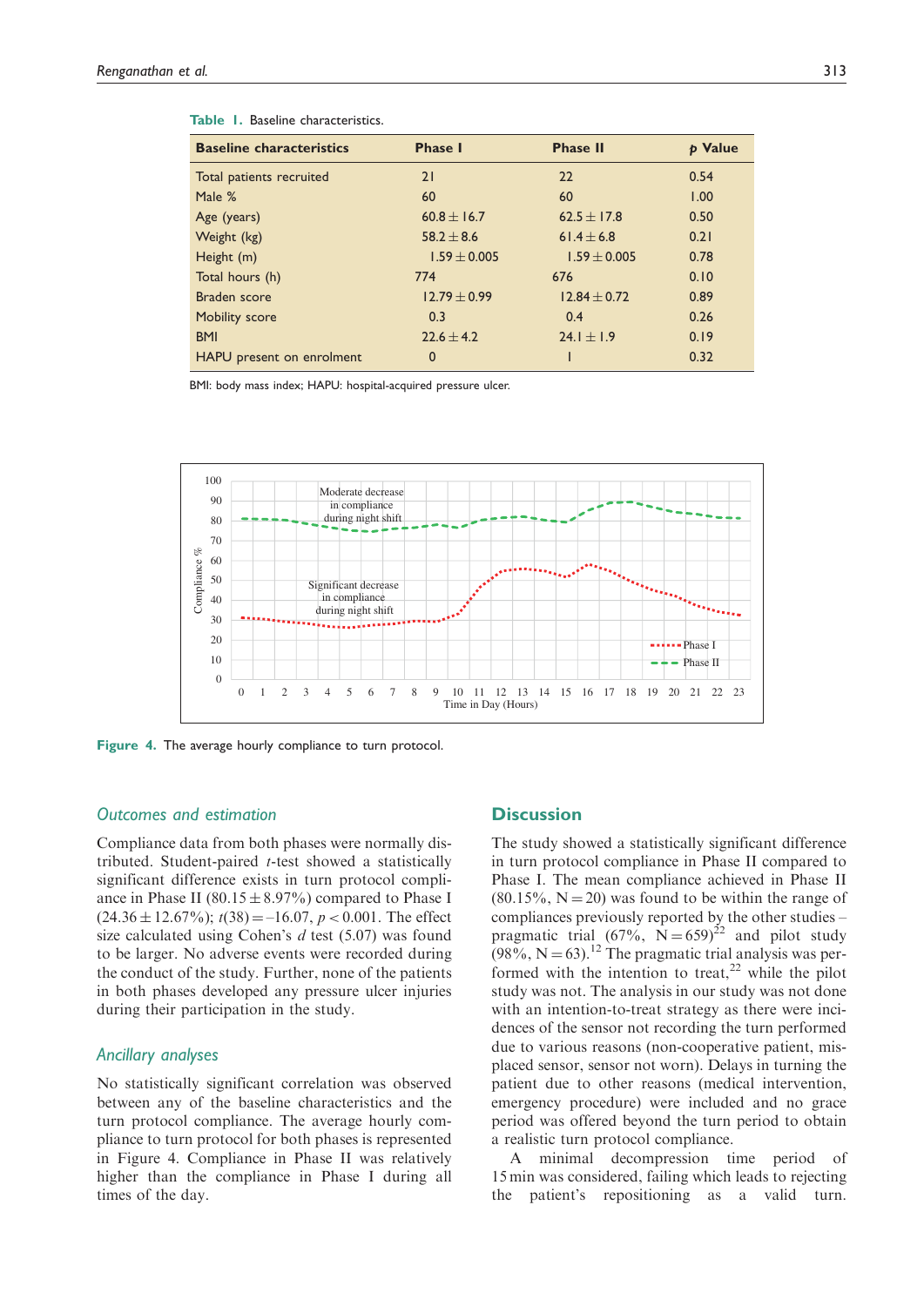Table 1. Baseline characteristics.

| Baseline characteristics | Phase I | Phase II | p Value |
|---|---|---|---|
| Total patients recruited | 21 | 22 | 0.54 |
| Male % | 60 | 60 | 1.00 |
| Age (years) | 60.8 ± 16.7 | 62.5 ± 17.8 | 0.50 |
| Weight (kg) | 58.2 ± 8.6 | 61.4 ± 6.8 | 0.21 |
| Height (m) | 1.59 ± 0.005 | 1.59 ± 0.005 | 0.78 |
| Total hours (h) | 774 | 676 | 0.10 |
| Braden score | 12.79 ± 0.99 | 12.84 ± 0.72 | 0.89 |
| Mobility score | 0.3 | 0.4 | 0.26 |
| BMI | 22.6 ± 4.2 | 24.1 ± 1.9 | 0.19 |
| HAPU present on enrolment | 0 | 1 | 0.32 |

BMI: body mass index; HAPU: hospital-acquired pressure ulcer.

Figure 4. The average hourly compliance to turn protocol.

### Outcomes and estimation

Compliance data from both phases were normally distributed. Student-paired *t*-test showed a statistically significant difference exists in turn protocol compliance in Phase II (80.15 ± 8.97%) compared to Phase I (24.36 ± 12.67%); $t(38) = -16.07$, $p < 0.001$. The effect size calculated using Cohen's *d* test (5.07) was found to be larger. No adverse events were recorded during the conduct of the study. Further, none of the patients in both phases developed any pressure ulcer injuries during their participation in the study.

### Ancillary analyses

No statistically significant correlation was observed between any of the baseline characteristics and the turn protocol compliance. The average hourly compliance to turn protocol for both phases is represented in Figure 4. Compliance in Phase II was relatively higher than the compliance in Phase I during all times of the day.

## Discussion

The study showed a statistically significant difference in turn protocol compliance in Phase II compared to Phase I. The mean compliance achieved in Phase II (80.15%, N = 20) was found to be within the range of compliances previously reported by the other studies – pragmatic trial (67%, N = 659)[22] and pilot study (98%, N = 63).[12] The pragmatic trial analysis was performed with the intention to treat,[22] while the pilot study was not. The analysis in our study was not done with an intention-to-treat strategy as there were incidences of the sensor not recording the turn performed due to various reasons (non-cooperative patient, misplaced sensor, sensor not worn). Delays in turning the patient due to other reasons (medical intervention, emergency procedure) were included and no grace period was offered beyond the turn period to obtain a realistic turn protocol compliance.

A minimal decompression time period of 15 min was considered, failing which leads to rejecting the patient's repositioning as a valid turn.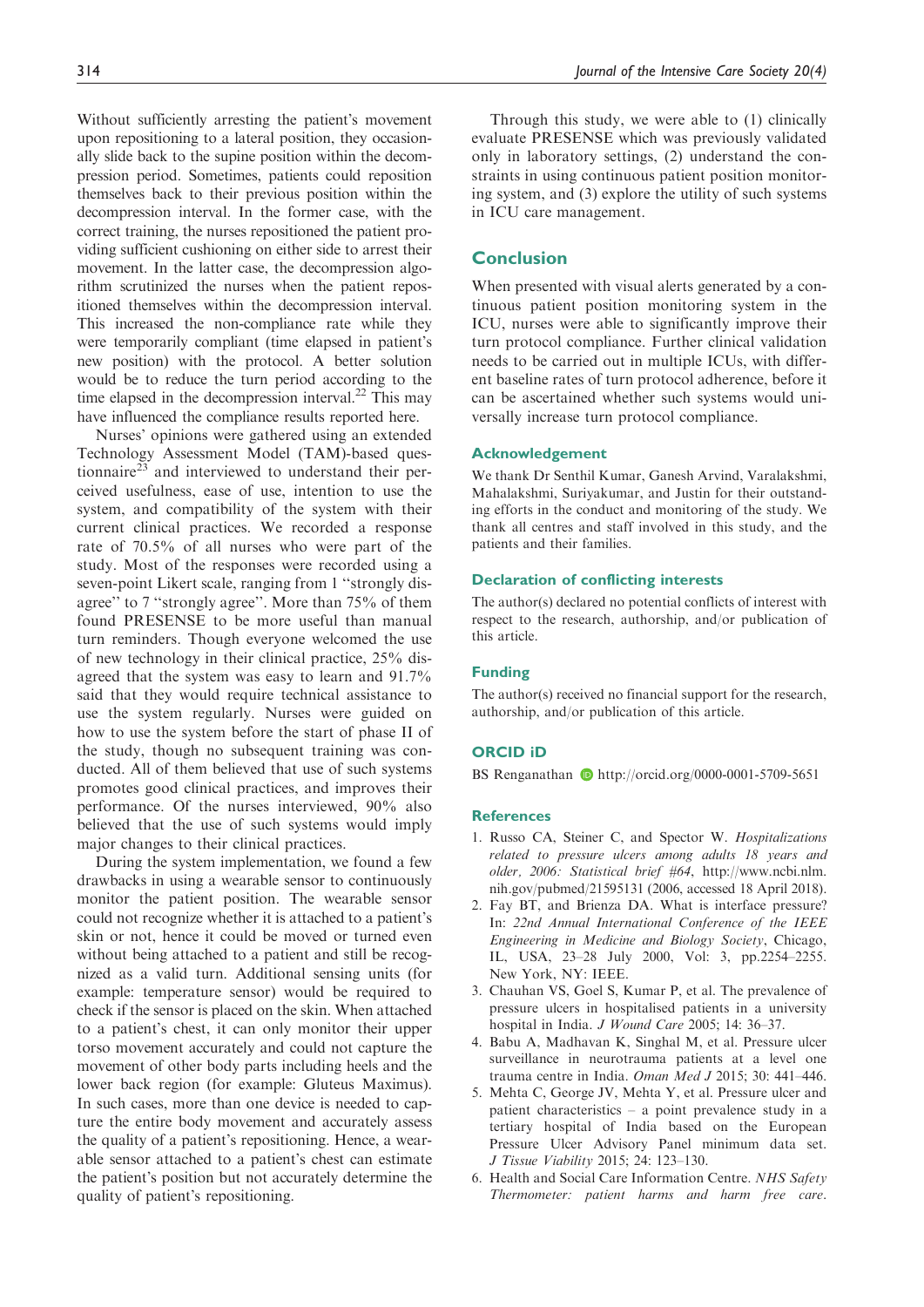Without sufficiently arresting the patient's movement upon repositioning to a lateral position, they occasionally slide back to the supine position within the decompression period. Sometimes, patients could reposition themselves back to their previous position within the decompression interval. In the former case, with the correct training, the nurses repositioned the patient providing sufficient cushioning on either side to arrest their movement. In the latter case, the decompression algorithm scrutinized the nurses when the patient repositioned themselves within the decompression interval. This increased the non-compliance rate while they were temporarily compliant (time elapsed in patient's new position) with the protocol. A better solution would be to reduce the turn period according to the time elapsed in the decompression interval.[22] This may have influenced the compliance results reported here.

Nurses' opinions were gathered using an extended Technology Assessment Model (TAM)-based questionnaire[23] and interviewed to understand their perceived usefulness, ease of use, intention to use the system, and compatibility of the system with their current clinical practices. We recorded a response rate of 70.5% of all nurses who were part of the study. Most of the responses were recorded using a seven-point Likert scale, ranging from 1 "strongly disagree" to 7 "strongly agree". More than 75% of them found PRESENSE to be more useful than manual turn reminders. Though everyone welcomed the use of new technology in their clinical practice, 25% disagreed that the system was easy to learn and 91.7% said that they would require technical assistance to use the system regularly. Nurses were guided on how to use the system before the start of phase II of the study, though no subsequent training was conducted. All of them believed that use of such systems promotes good clinical practices, and improves their performance. Of the nurses interviewed, 90% also believed that the use of such systems would imply major changes to their clinical practices.

During the system implementation, we found a few drawbacks in using a wearable sensor to continuously monitor the patient position. The wearable sensor could not recognize whether it is attached to a patient's skin or not, hence it could be moved or turned even without being attached to a patient and still be recognized as a valid turn. Additional sensing units (for example: temperature sensor) would be required to check if the sensor is placed on the skin. When attached to a patient's chest, it can only monitor their upper torso movement accurately and could not capture the movement of other body parts including heels and the lower back region (for example: Gluteus Maximus). In such cases, more than one device is needed to capture the entire body movement and accurately assess the quality of a patient's repositioning. Hence, a wearable sensor attached to a patient's chest can estimate the patient's position but not accurately determine the quality of patient's repositioning.

Through this study, we were able to (1) clinically evaluate PRESENSE which was previously validated only in laboratory settings, (2) understand the constraints in using continuous patient position monitoring system, and (3) explore the utility of such systems in ICU care management.

## Conclusion

When presented with visual alerts generated by a continuous patient position monitoring system in the ICU, nurses were able to significantly improve their turn protocol compliance. Further clinical validation needs to be carried out in multiple ICUs, with different baseline rates of turn protocol adherence, before it can be ascertained whether such systems would universally increase turn protocol compliance.

### Acknowledgement

We thank Dr Senthil Kumar, Ganesh Arvind, Varalakshmi, Mahalakshmi, Suriyakumar, and Justin for their outstanding efforts in the conduct and monitoring of the study. We thank all centres and staff involved in this study, and the patients and their families.

### Declaration of conflicting interests

The author(s) declared no potential conflicts of interest with respect to the research, authorship, and/or publication of this article.

### Funding

The author(s) received no financial support for the research, authorship, and/or publication of this article.

### ORCID iD

BS Renganathan http://orcid.org/0000-0001-5709-5651

### References

1. Russo CA, Steiner C, and Spector W. *Hospitalizations related to pressure ulcers among adults 18 years and older, 2006: Statistical brief #64*, http://www.ncbi.nlm.nih.gov/pubmed/21595131 (2006, accessed 18 April 2018).
2. Fay BT, and Brienza DA. What is interface pressure? In: *22nd Annual International Conference of the IEEE Engineering in Medicine and Biology Society*, Chicago, IL, USA, 23–28 July 2000, Vol: 3, pp.2254–2255. New York, NY: IEEE.
3. Chauhan VS, Goel S, Kumar P, et al. The prevalence of pressure ulcers in hospitalised patients in a university hospital in India. *J Wound Care* 2005; 14: 36–37.
4. Babu A, Madhavan K, Singhal M, et al. Pressure ulcer surveillance in neurotrauma patients at a level one trauma centre in India. *Oman Med J* 2015; 30: 441–446.
5. Mehta C, George JV, Mehta Y, et al. Pressure ulcer and patient characteristics – a point prevalence study in a tertiary hospital of India based on the European Pressure Ulcer Advisory Panel minimum data set. *J Tissue Viability* 2015; 24: 123–130.
6. Health and Social Care Information Centre. *NHS Safety Thermometer: patient harms and harm free care*.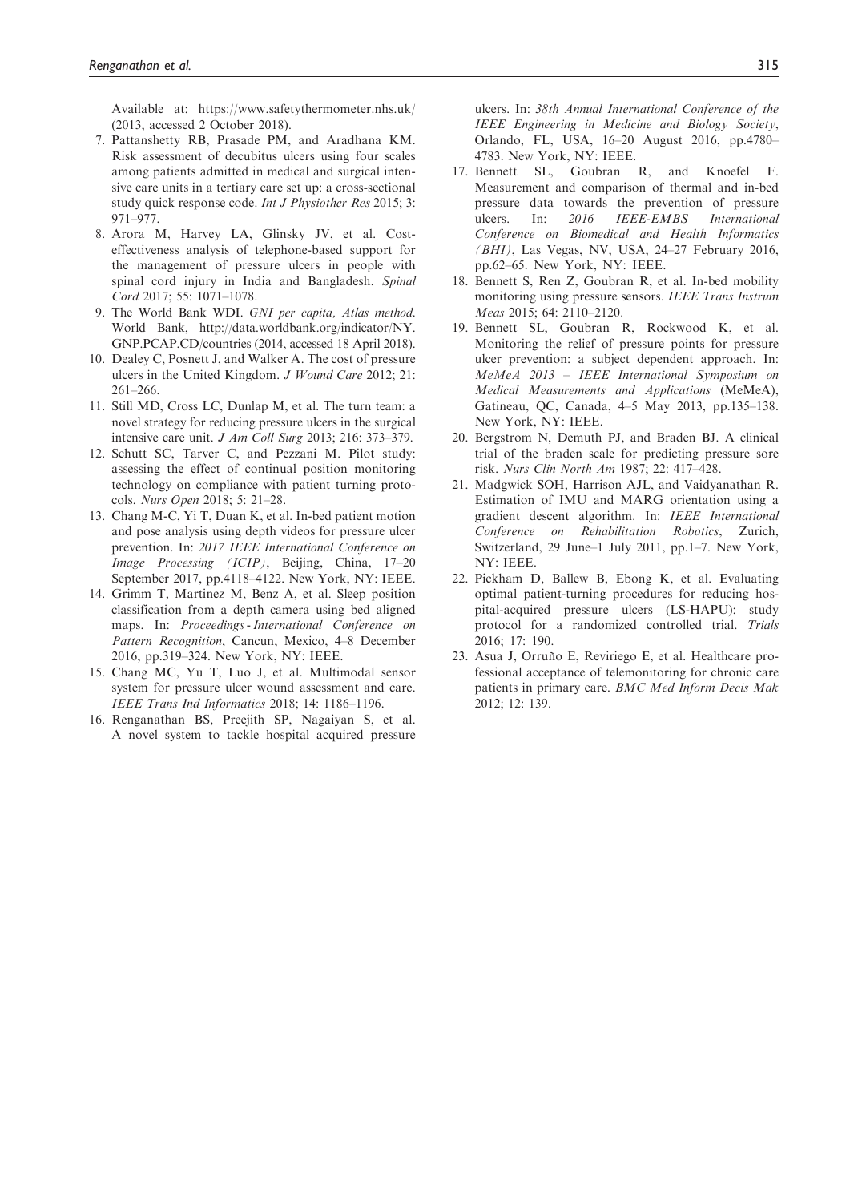Available at: https://www.safetythermometer.nhs.uk/ (2013, accessed 2 October 2018).

7. Pattanshetty RB, Prasade PM, and Aradhana KM. Risk assessment of decubitus ulcers using four scales among patients admitted in medical and surgical intensive care units in a tertiary care set up: a cross-sectional study quick response code. *Int J Physiother Res* 2015; 3: 971–977.
8. Arora M, Harvey LA, Glinsky JV, et al. Cost-effectiveness analysis of telephone-based support for the management of pressure ulcers in people with spinal cord injury in India and Bangladesh. *Spinal Cord* 2017; 55: 1071–1078.
9. The World Bank WDI. *GNI per capita, Atlas method*. World Bank, http://data.worldbank.org/indicator/NY.GNP.PCAP.CD/countries (2014, accessed 18 April 2018).
10. Dealey C, Posnett J, and Walker A. The cost of pressure ulcers in the United Kingdom. *J Wound Care* 2012; 21: 261–266.
11. Still MD, Cross LC, Dunlap M, et al. The turn team: a novel strategy for reducing pressure ulcers in the surgical intensive care unit. *J Am Coll Surg* 2013; 216: 373–379.
12. Schutt SC, Tarver C, and Pezzani M. Pilot study: assessing the effect of continual position monitoring technology on compliance with patient turning protocols. *Nurs Open* 2018; 5: 21–28.
13. Chang M-C, Yi T, Duan K, et al. In-bed patient motion and pose analysis using depth videos for pressure ulcer prevention. In: *2017 IEEE International Conference on Image Processing (ICIP)*, Beijing, China, 17–20 September 2017, pp.4118–4122. New York, NY: IEEE.
14. Grimm T, Martinez M, Benz A, et al. Sleep position classification from a depth camera using bed aligned maps. In: *Proceedings - International Conference on Pattern Recognition*, Cancun, Mexico, 4–8 December 2016, pp.319–324. New York, NY: IEEE.
15. Chang MC, Yu T, Luo J, et al. Multimodal sensor system for pressure ulcer wound assessment and care. *IEEE Trans Ind Informatics* 2018; 14: 1186–1196.
16. Renganathan BS, Preejith SP, Nagaiyan S, et al. A novel system to tackle hospital acquired pressure ulcers. In: *38th Annual International Conference of the IEEE Engineering in Medicine and Biology Society*, Orlando, FL, USA, 16–20 August 2016, pp.4780–4783. New York, NY: IEEE.
17. Bennett SL, Goubran R, and Knoefel F. Measurement and comparison of thermal and in-bed pressure data towards the prevention of pressure ulcers. In: *2016 IEEE-EMBS International Conference on Biomedical and Health Informatics (BHI)*, Las Vegas, NV, USA, 24–27 February 2016, pp.62–65. New York, NY: IEEE.
18. Bennett S, Ren Z, Goubran R, et al. In-bed mobility monitoring using pressure sensors. *IEEE Trans Instrum Meas* 2015; 64: 2110–2120.
19. Bennett SL, Goubran R, Rockwood K, et al. Monitoring the relief of pressure points for pressure ulcer prevention: a subject dependent approach. In: *MeMeA 2013 – IEEE International Symposium on Medical Measurements and Applications* (MeMeA), Gatineau, QC, Canada, 4–5 May 2013, pp.135–138. New York, NY: IEEE.
20. Bergstrom N, Demuth PJ, and Braden BJ. A clinical trial of the braden scale for predicting pressure sore risk. *Nurs Clin North Am* 1987; 22: 417–428.
21. Madgwick SOH, Harrison AJL, and Vaidyanathan R. Estimation of IMU and MARG orientation using a gradient descent algorithm. In: *IEEE International Conference on Rehabilitation Robotics*, Zurich, Switzerland, 29 June–1 July 2011, pp.1–7. New York, NY: IEEE.
22. Pickham D, Ballew B, Ebong K, et al. Evaluating optimal patient-turning procedures for reducing hospital-acquired pressure ulcers (LS-HAPU): study protocol for a randomized controlled trial. *Trials* 2016; 17: 190.
23. Asua J, Orruño E, Reviriego E, et al. Healthcare professional acceptance of telemonitoring for chronic care patients in primary care. *BMC Med Inform Decis Mak* 2012; 12: 139.